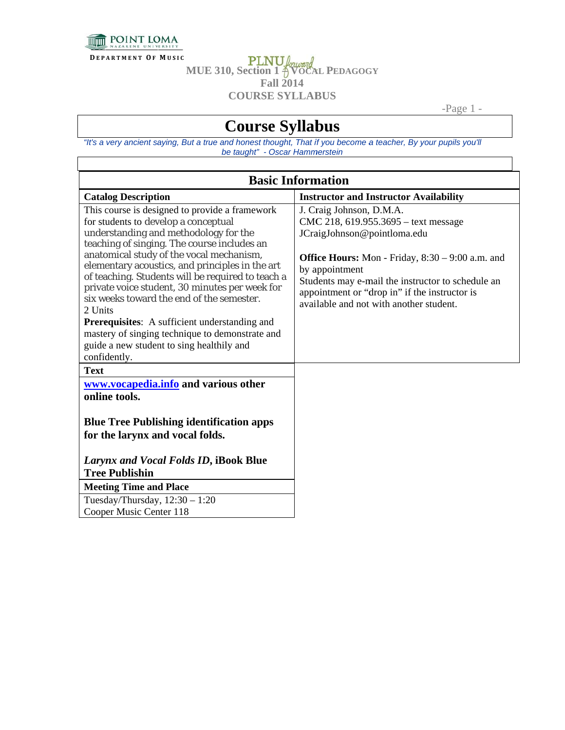POINT LOMA NAZARENE UNIVERSITY

DEPARTMENT OF MUSIC

# MUE 310, Section 1 – VOCAL PEDAGOGY
## Fall 2014
## COURSE SYLLABUS

# Course Syllabus

*"It's a very ancient saying, But a true and honest thought, That if you become a teacher, By your pupils you'll be taught" - Oscar Hammerstein*

## Basic Information

| Catalog Description | Instructor and Instructor Availability |
|---|---|
| This course is designed to provide a framework for students to develop a conceptual understanding and methodology for the teaching of singing. The course includes an anatomical study of the vocal mechanism, elementary acoustics, and principles in the art of teaching. Students will be required to teach a private voice student, 30 minutes per week for six weeks toward the end of the semester.<br>2 Units<br>**Prerequisites**: A sufficient understanding and mastery of singing technique to demonstrate and guide a new student to sing healthily and confidently. | J. Craig Johnson, D.M.A.<br>CMC 218, 619.955.3695 – text message<br>JCraigJohnson@pointloma.edu<br><br>**Office Hours:** Mon - Friday, 8:30 – 9:00 a.m. and by appointment<br>Students may e-mail the instructor to schedule an appointment or "drop in" if the instructor is available and not with another student. |

| Text |
|---|
| **www.vocapedia.info and various other online tools.**<br><br>**Blue Tree Publishing identification apps for the larynx and vocal folds.**<br><br>***Larynx and Vocal Folds ID*, iBook Blue Tree Publishin** |

| Meeting Time and Place |
|---|
| Tuesday/Thursday, 12:30 – 1:20<br>Cooper Music Center 118 |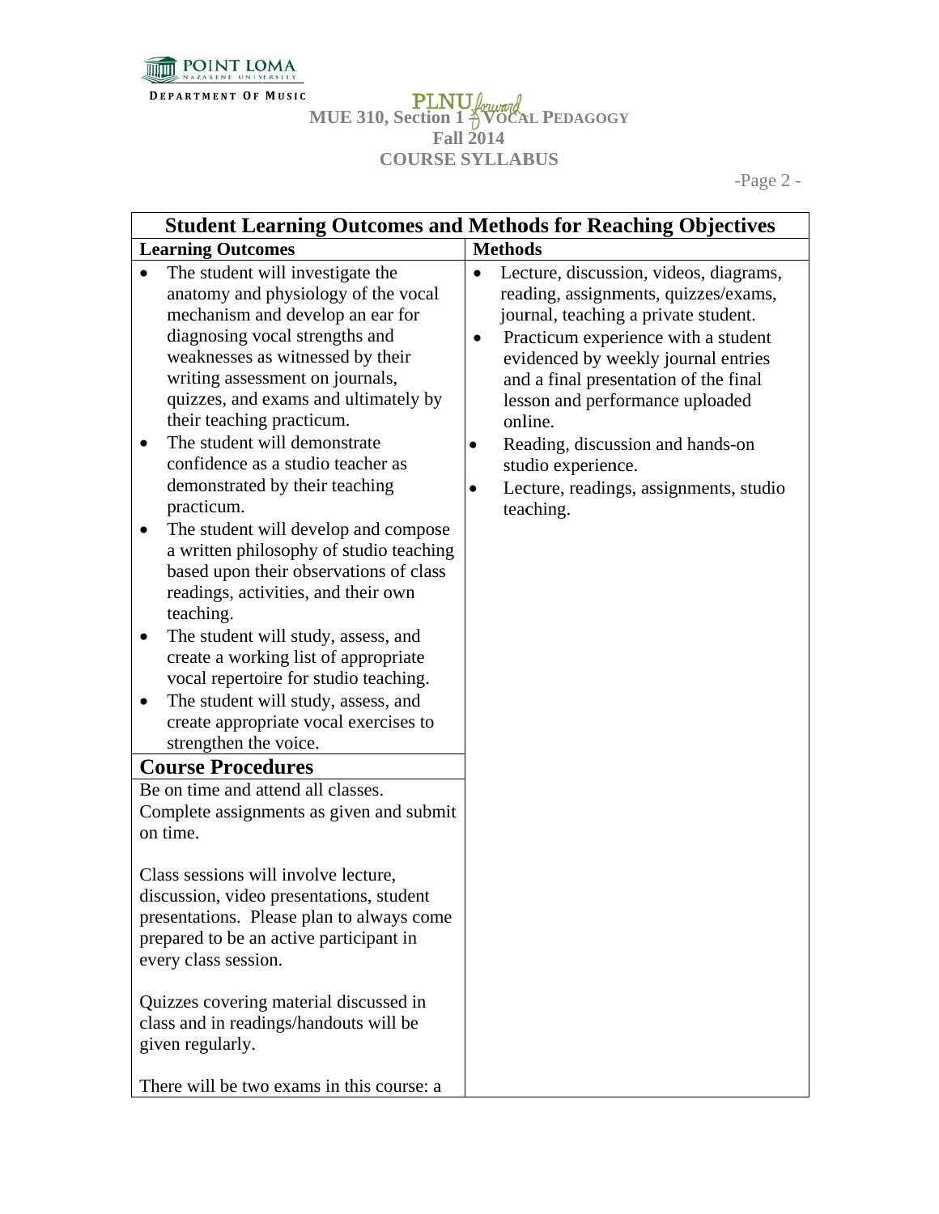| Student Learning Outcomes and Methods for Reaching Objectives | |
|---|---|
| **Learning Outcomes** | **Methods** |
| • The student will investigate the anatomy and physiology of the vocal mechanism and develop an ear for diagnosing vocal strengths and weaknesses as witnessed by their writing assessment on journals, quizzes, and exams and ultimately by their teaching practicum.<br>• The student will demonstrate confidence as a studio teacher as demonstrated by their teaching practicum.<br>• The student will develop and compose a written philosophy of studio teaching based upon their observations of class readings, activities, and their own teaching.<br>• The student will study, assess, and create a working list of appropriate vocal repertoire for studio teaching.<br>• The student will study, assess, and create appropriate vocal exercises to strengthen the voice. | • Lecture, discussion, videos, diagrams, reading, assignments, quizzes/exams, journal, teaching a private student.<br>• Practicum experience with a student evidenced by weekly journal entries and a final presentation of the final lesson and performance uploaded online.<br>• Reading, discussion and hands-on studio experience.<br>• Lecture, readings, assignments, studio teaching. |

## Course Procedures

Be on time and attend all classes. Complete assignments as given and submit on time.

Class sessions will involve lecture, discussion, video presentations, student presentations. Please plan to always come prepared to be an active participant in every class session.

Quizzes covering material discussed in class and in readings/handouts will be given regularly.

There will be two exams in this course: a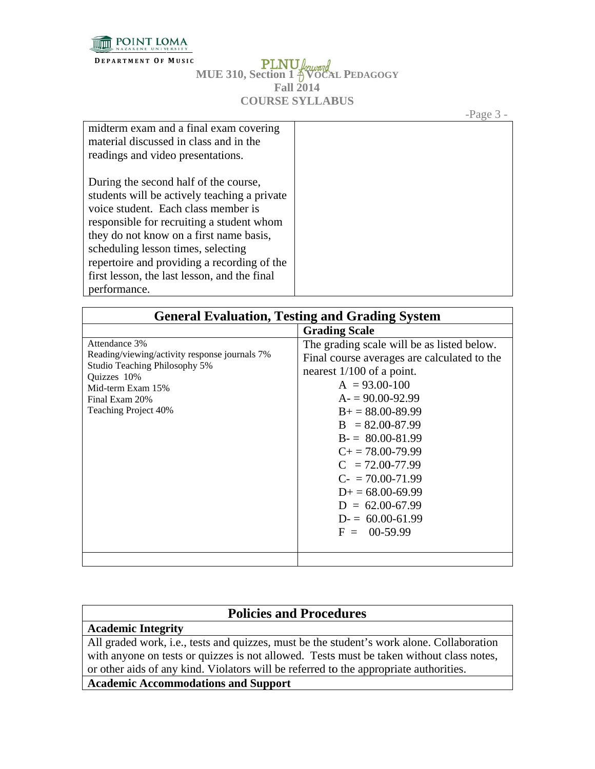midterm exam and a final exam covering material discussed in class and in the readings and video presentations.

During the second half of the course, students will be actively teaching a private voice student. Each class member is responsible for recruiting a student whom they do not know on a first name basis, scheduling lesson times, selecting repertoire and providing a recording of the first lesson, the last lesson, and the final performance.

## General Evaluation, Testing and Grading System

| | Grading Scale |
|---|---|
| Attendance 3%<br>Reading/viewing/activity response journals 7%<br>Studio Teaching Philosophy 5%<br>Quizzes 10%<br>Mid-term Exam 15%<br>Final Exam 20%<br>Teaching Project 40% | The grading scale will be as listed below. Final course averages are calculated to the nearest 1/100 of a point.<br>A = 93.00-100<br>A- = 90.00-92.99<br>B+ = 88.00-89.99<br>B = 82.00-87.99<br>B- = 80.00-81.99<br>C+ = 78.00-79.99<br>C = 72.00-77.99<br>C- = 70.00-71.99<br>D+ = 68.00-69.99<br>D = 62.00-67.99<br>D- = 60.00-61.99<br>F = 00-59.99 |
| | |

## Policies and Procedures

**Academic Integrity**

All graded work, i.e., tests and quizzes, must be the student's work alone. Collaboration with anyone on tests or quizzes is not allowed. Tests must be taken without class notes, or other aids of any kind. Violators will be referred to the appropriate authorities.

**Academic Accommodations and Support**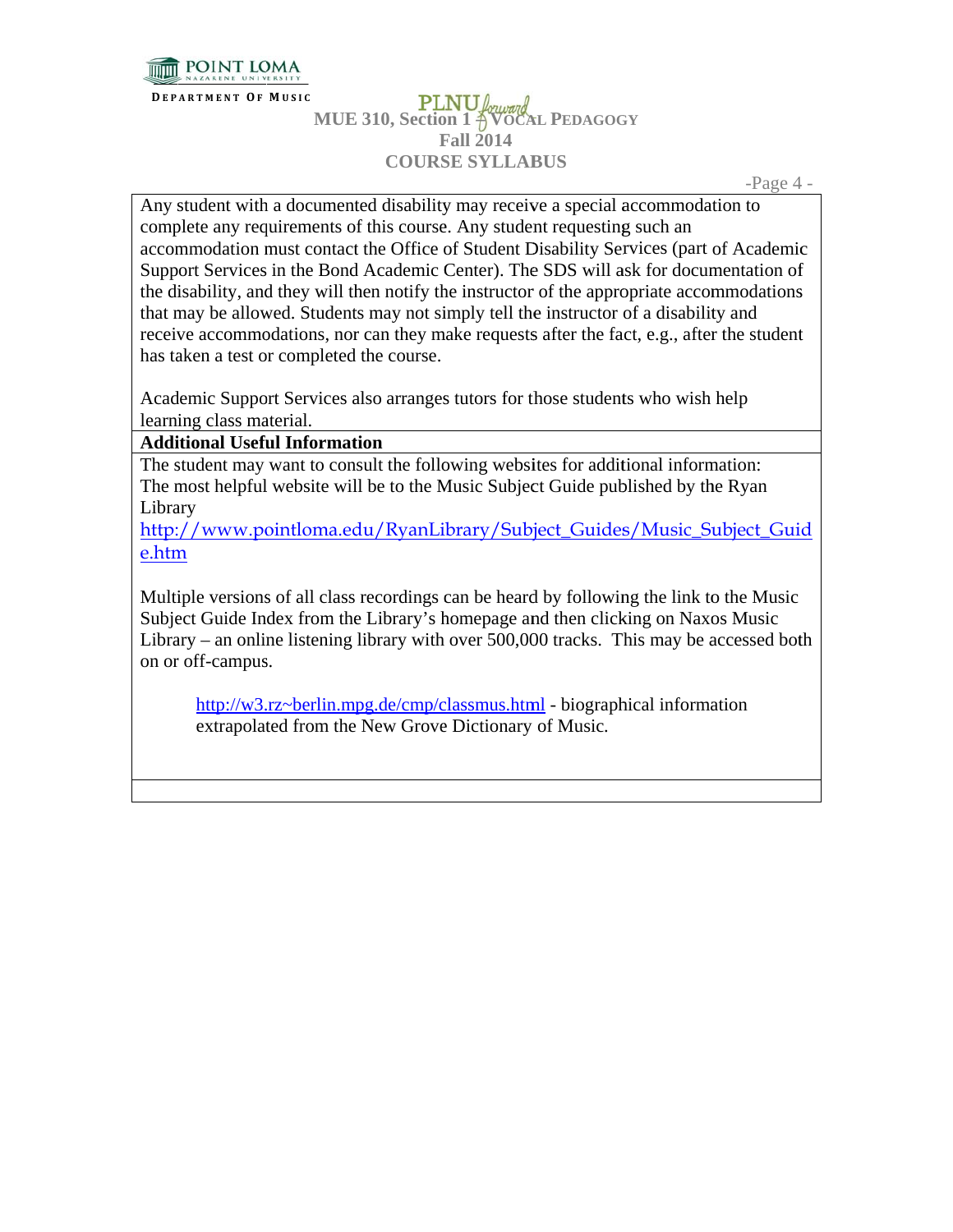Any student with a documented disability may receive a special accommodation to complete any requirements of this course. Any student requesting such an accommodation must contact the Office of Student Disability Services (part of Academic Support Services in the Bond Academic Center). The SDS will ask for documentation of the disability, and they will then notify the instructor of the appropriate accommodations that may be allowed. Students may not simply tell the instructor of a disability and receive accommodations, nor can they make requests after the fact, e.g., after the student has taken a test or completed the course.

Academic Support Services also arranges tutors for those students who wish help learning class material.

**Additional Useful Information**

The student may want to consult the following websites for additional information:
The most helpful website will be to the Music Subject Guide published by the Ryan Library
http://www.pointloma.edu/RyanLibrary/Subject_Guides/Music_Subject_Guide.htm

Multiple versions of all class recordings can be heard by following the link to the Music Subject Guide Index from the Library's homepage and then clicking on Naxos Music Library – an online listening library with over 500,000 tracks. This may be accessed both on or off-campus.

http://w3.rz~berlin.mpg.de/cmp/classmus.html - biographical information extrapolated from the New Grove Dictionary of Music.